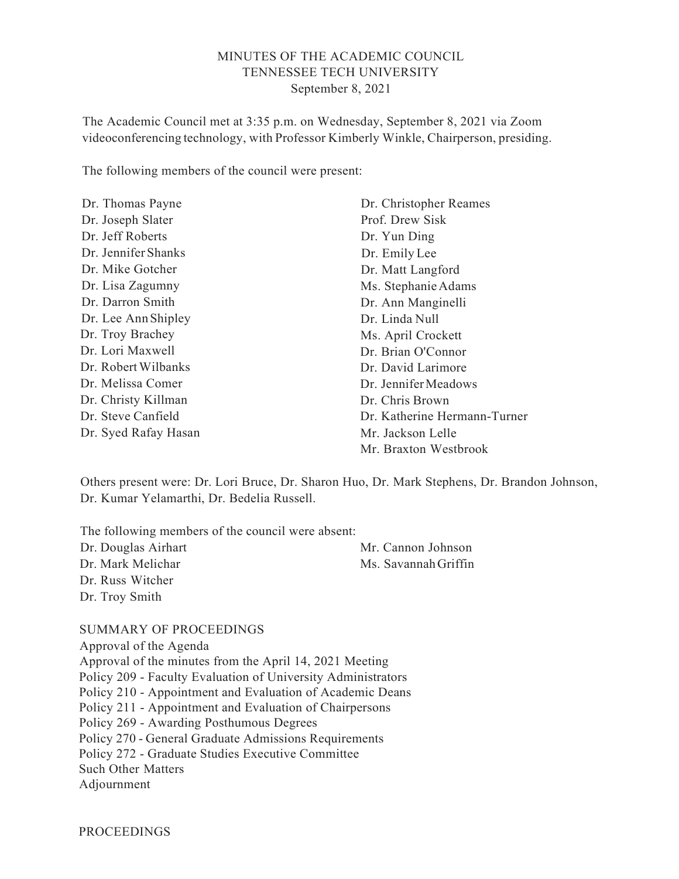# MINUTES OF THE ACADEMIC COUNCIL
## TENNESSEE TECH UNIVERSITY
### September 8, 2021

The Academic Council met at 3:35 p.m. on Wednesday, September 8, 2021 via Zoom videoconferencing technology, with Professor Kimberly Winkle, Chairperson, presiding.

The following members of the council were present:

Dr. Thomas Payne
Dr. Joseph Slater
Dr. Jeff Roberts
Dr. Jennifer Shanks
Dr. Mike Gotcher
Dr. Lisa Zagumny
Dr. Darron Smith
Dr. Lee Ann Shipley
Dr. Troy Brachey
Dr. Lori Maxwell
Dr. Robert Wilbanks
Dr. Melissa Comer
Dr. Christy Killman
Dr. Steve Canfield
Dr. Syed Rafay Hasan
Dr. Christopher Reames
Prof. Drew Sisk
Dr. Yun Ding
Dr. Emily Lee
Dr. Matt Langford
Ms. Stephanie Adams
Dr. Ann Manginelli
Dr. Linda Null
Ms. April Crockett
Dr. Brian O'Connor
Dr. David Larimore
Dr. Jennifer Meadows
Dr. Chris Brown
Dr. Katherine Hermann-Turner
Mr. Jackson Lelle
Mr. Braxton Westbrook

Others present were: Dr. Lori Bruce, Dr. Sharon Huo, Dr. Mark Stephens, Dr. Brandon Johnson, Dr. Kumar Yelamarthi, Dr. Bedelia Russell.

The following members of the council were absent:

Dr. Douglas Airhart
Dr. Mark Melichar
Dr. Russ Witcher
Dr. Troy Smith
Mr. Cannon Johnson
Ms. Savannah Griffin

SUMMARY OF PROCEEDINGS

Approval of the Agenda
Approval of the minutes from the April 14, 2021 Meeting
Policy 209 - Faculty Evaluation of University Administrators
Policy 210 - Appointment and Evaluation of Academic Deans
Policy 211 - Appointment and Evaluation of Chairpersons
Policy 269 - Awarding Posthumous Degrees
Policy 270 - General Graduate Admissions Requirements
Policy 272 - Graduate Studies Executive Committee
Such Other Matters
Adjournment

PROCEEDINGS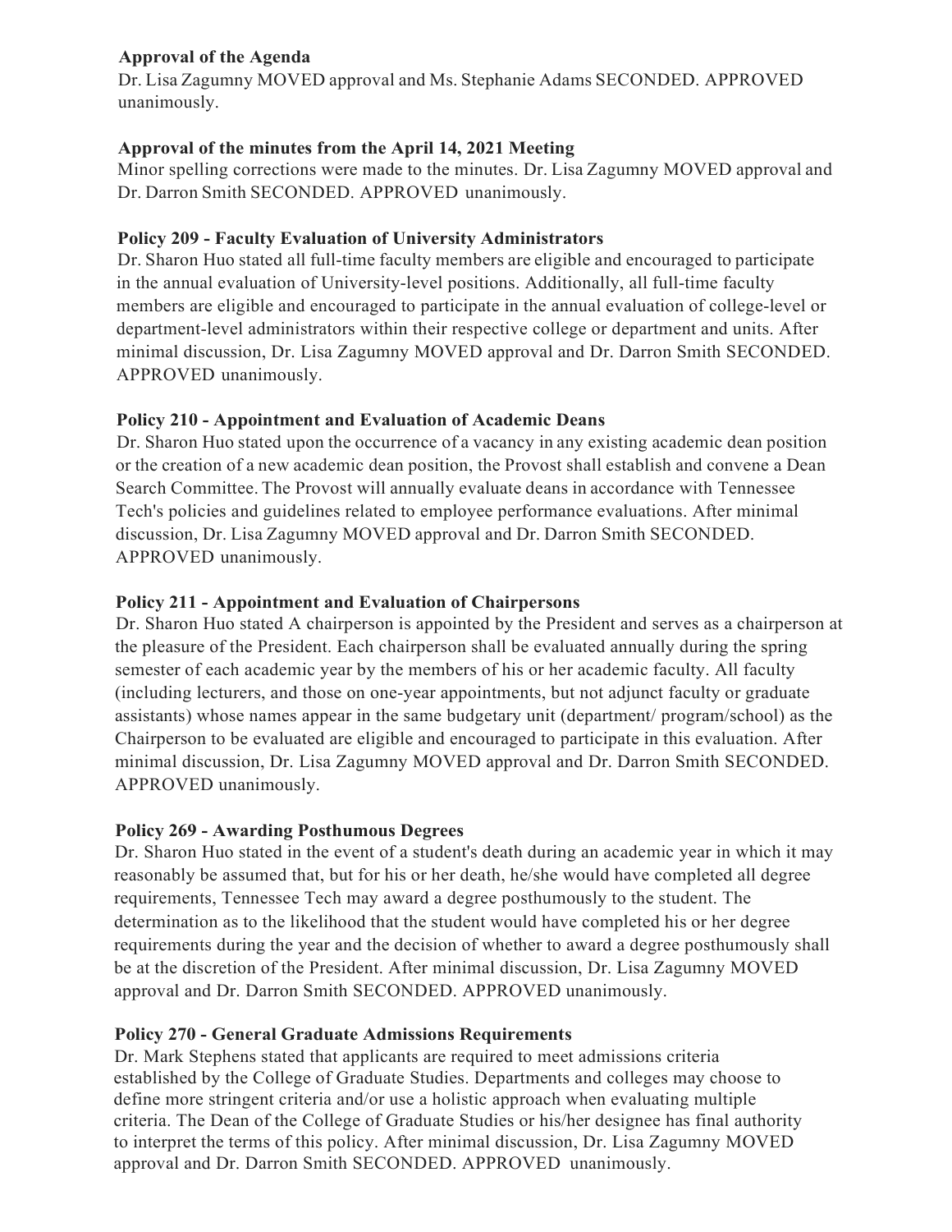**Approval of the Agenda**

Dr. Lisa Zagumny MOVED approval and Ms. Stephanie Adams SECONDED. APPROVED unanimously.

**Approval of the minutes from the April 14, 2021 Meeting**

Minor spelling corrections were made to the minutes. Dr. Lisa Zagumny MOVED approval and Dr. Darron Smith SECONDED. APPROVED unanimously.

**Policy 209 - Faculty Evaluation of University Administrators**

Dr. Sharon Huo stated all full-time faculty members are eligible and encouraged to participate in the annual evaluation of University-level positions. Additionally, all full-time faculty members are eligible and encouraged to participate in the annual evaluation of college-level or department-level administrators within their respective college or department and units. After minimal discussion, Dr. Lisa Zagumny MOVED approval and Dr. Darron Smith SECONDED. APPROVED unanimously.

**Policy 210 - Appointment and Evaluation of Academic Deans**

Dr. Sharon Huo stated upon the occurrence of a vacancy in any existing academic dean position or the creation of a new academic dean position, the Provost shall establish and convene a Dean Search Committee. The Provost will annually evaluate deans in accordance with Tennessee Tech's policies and guidelines related to employee performance evaluations. After minimal discussion, Dr. Lisa Zagumny MOVED approval and Dr. Darron Smith SECONDED. APPROVED unanimously.

**Policy 211 - Appointment and Evaluation of Chairpersons**

Dr. Sharon Huo stated A chairperson is appointed by the President and serves as a chairperson at the pleasure of the President. Each chairperson shall be evaluated annually during the spring semester of each academic year by the members of his or her academic faculty. All faculty (including lecturers, and those on one-year appointments, but not adjunct faculty or graduate assistants) whose names appear in the same budgetary unit (department/ program/school) as the Chairperson to be evaluated are eligible and encouraged to participate in this evaluation. After minimal discussion, Dr. Lisa Zagumny MOVED approval and Dr. Darron Smith SECONDED. APPROVED unanimously.

**Policy 269 - Awarding Posthumous Degrees**

Dr. Sharon Huo stated in the event of a student's death during an academic year in which it may reasonably be assumed that, but for his or her death, he/she would have completed all degree requirements, Tennessee Tech may award a degree posthumously to the student. The determination as to the likelihood that the student would have completed his or her degree requirements during the year and the decision of whether to award a degree posthumously shall be at the discretion of the President. After minimal discussion, Dr. Lisa Zagumny MOVED approval and Dr. Darron Smith SECONDED. APPROVED unanimously.

**Policy 270 - General Graduate Admissions Requirements**

Dr. Mark Stephens stated that applicants are required to meet admissions criteria established by the College of Graduate Studies. Departments and colleges may choose to define more stringent criteria and/or use a holistic approach when evaluating multiple criteria. The Dean of the College of Graduate Studies or his/her designee has final authority to interpret the terms of this policy. After minimal discussion, Dr. Lisa Zagumny MOVED approval and Dr. Darron Smith SECONDED. APPROVED unanimously.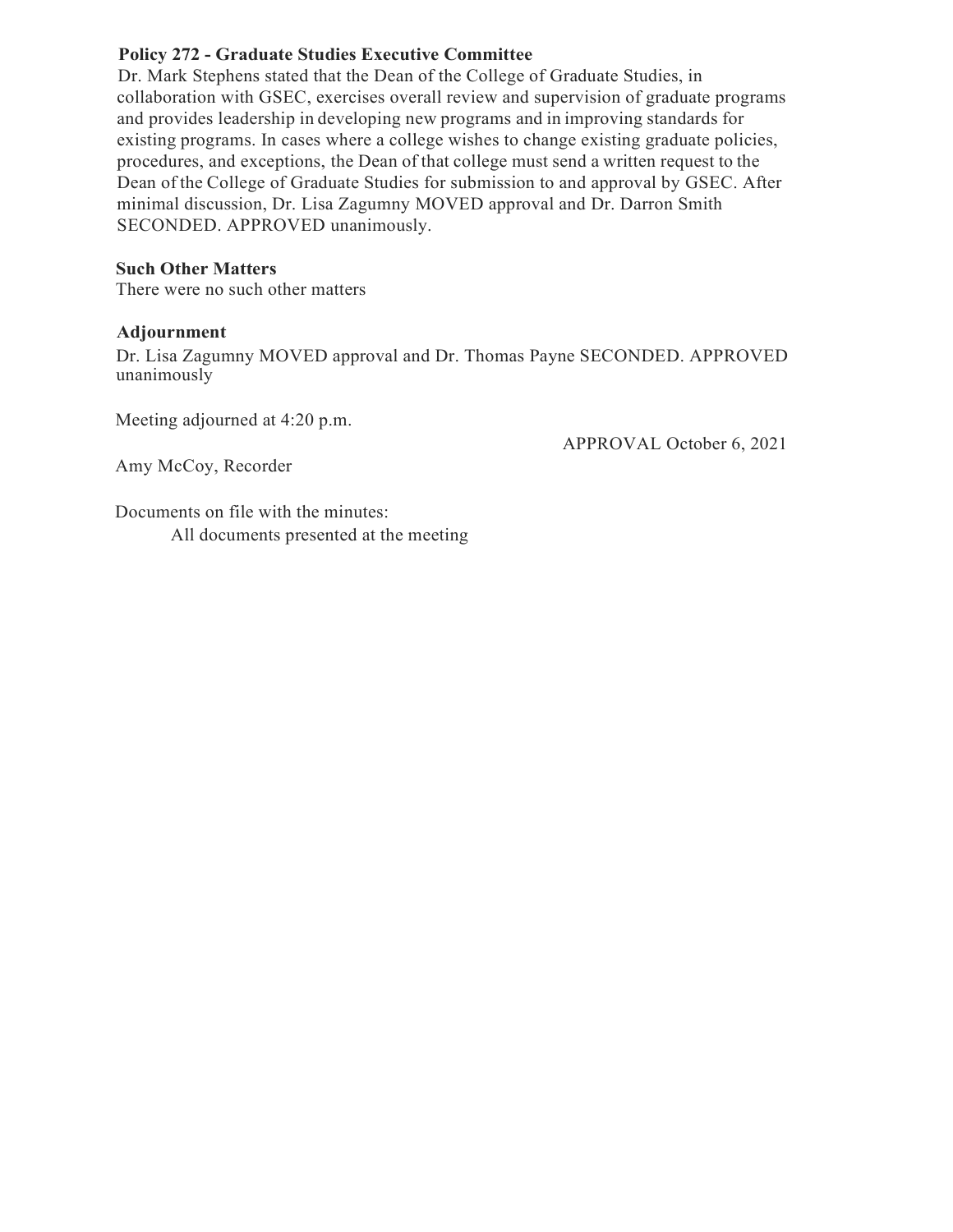**Policy 272 - Graduate Studies Executive Committee**

Dr. Mark Stephens stated that the Dean of the College of Graduate Studies, in collaboration with GSEC, exercises overall review and supervision of graduate programs and provides leadership in developing new programs and in improving standards for existing programs. In cases where a college wishes to change existing graduate policies, procedures, and exceptions, the Dean of that college must send a written request to the Dean of the College of Graduate Studies for submission to and approval by GSEC. After minimal discussion, Dr. Lisa Zagumny MOVED approval and Dr. Darron Smith SECONDED. APPROVED unanimously.

**Such Other Matters**

There were no such other matters

**Adjournment**

Dr. Lisa Zagumny MOVED approval and Dr. Thomas Payne SECONDED. APPROVED unanimously

Meeting adjourned at 4:20 p.m.

APPROVAL October 6, 2021

Amy McCoy, Recorder

Documents on file with the minutes:

All documents presented at the meeting